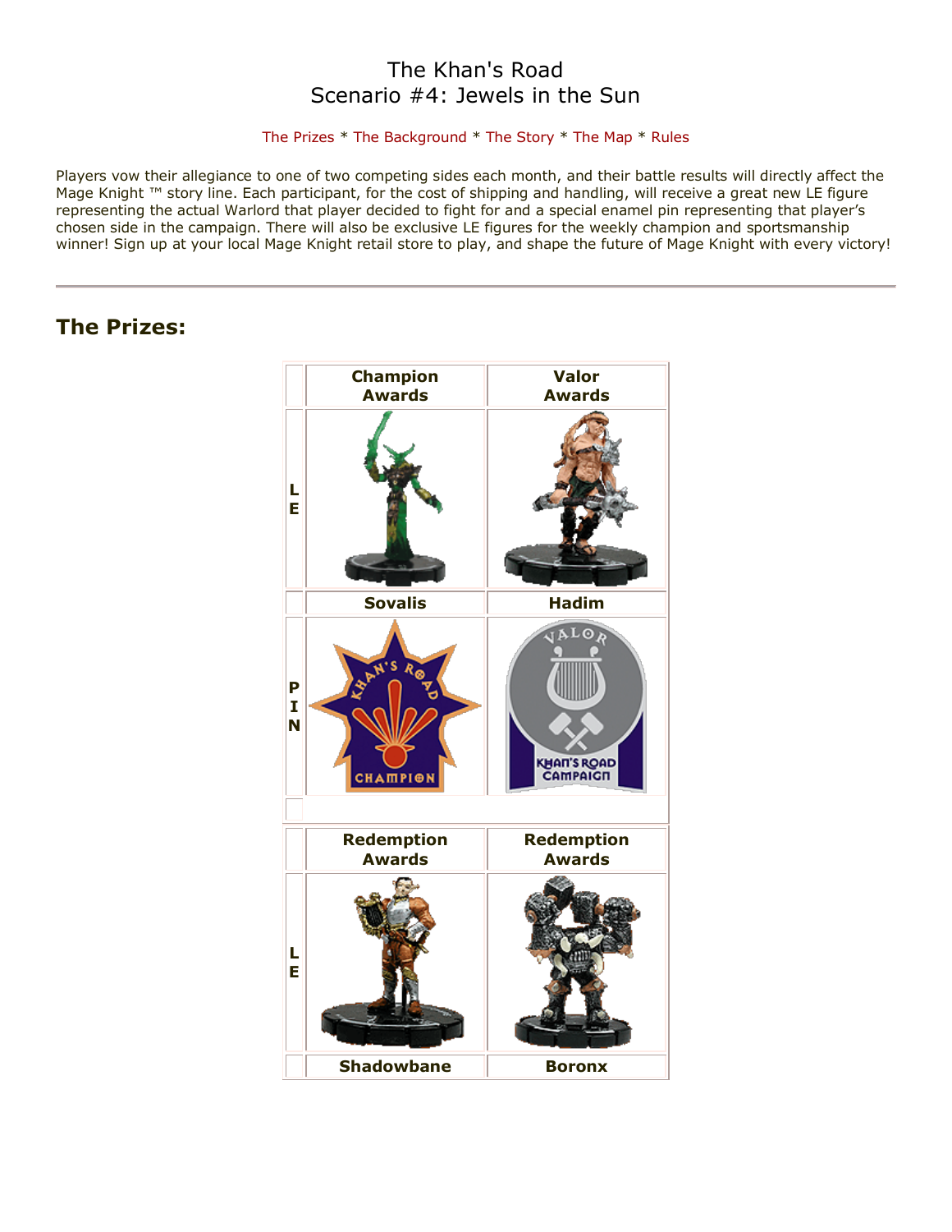# The Khan's Road
# Scenario #4: Jewels in the Sun

The Prizes * The Background * The Story * The Map * Rules

Players vow their allegiance to one of two competing sides each month, and their battle results will directly affect the Mage Knight ™ story line. Each participant, for the cost of shipping and handling, will receive a great new LE figure representing the actual Warlord that player decided to fight for and a special enamel pin representing that player's chosen side in the campaign. There will also be exclusive LE figures for the weekly champion and sportsmanship winner! Sign up at your local Mage Knight retail store to play, and shape the future of Mage Knight with every victory!

---

## The Prizes:

| | Champion Awards | Valor Awards |
|---|---|---|
| LE | | |
| | Sovalis | Hadim |
| PIN | | |
| | Redemption Awards | Redemption Awards |
| LE | | |
| | Shadowbane | Boronx |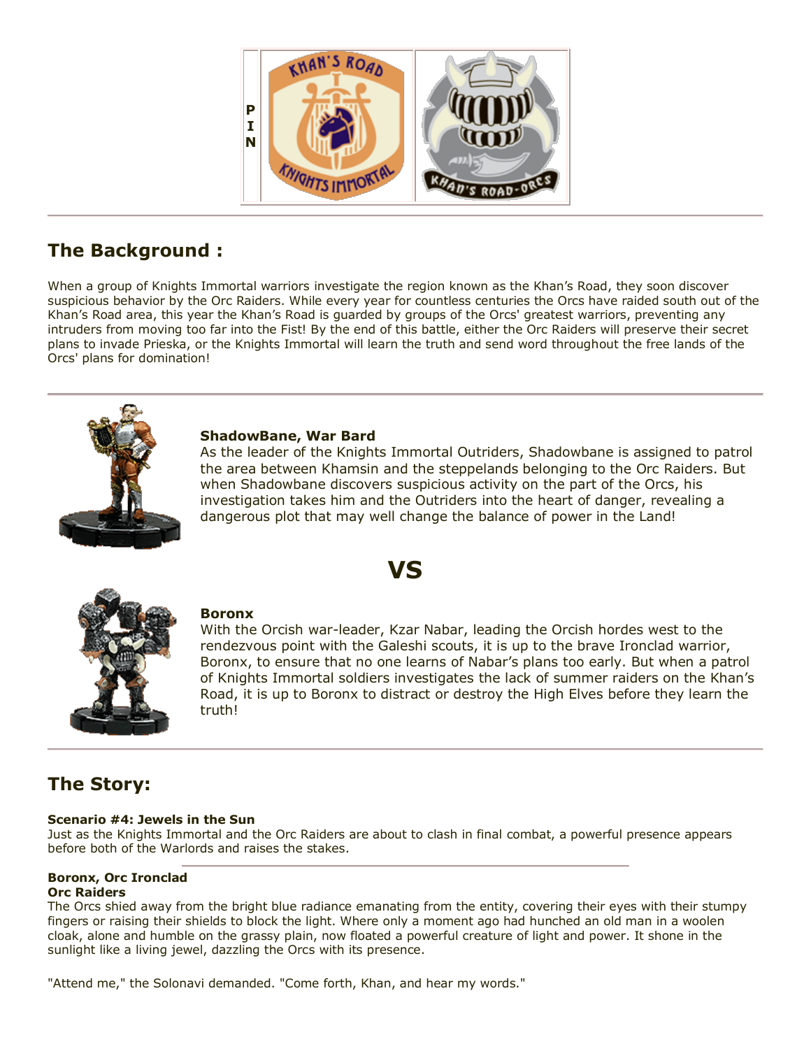P I N

## The Background :

When a group of Knights Immortal warriors investigate the region known as the Khan's Road, they soon discover suspicious behavior by the Orc Raiders. While every year for countless centuries the Orcs have raided south out of the Khan's Road area, this year the Khan's Road is guarded by groups of the Orcs' greatest warriors, preventing any intruders from moving too far into the Fist! By the end of this battle, either the Orc Raiders will preserve their secret plans to invade Prieska, or the Knights Immortal will learn the truth and send word throughout the free lands of the Orcs' plans for domination!

---

**ShadowBane, War Bard**
As the leader of the Knights Immortal Outriders, Shadowbane is assigned to patrol the area between Khamsin and the steppelands belonging to the Orc Raiders. But when Shadowbane discovers suspicious activity on the part of the Orcs, his investigation takes him and the Outriders into the heart of danger, revealing a dangerous plot that may well change the balance of power in the Land!

# VS

**Boronx**
With the Orcish war-leader, Kzar Nabar, leading the Orcish hordes west to the rendezvous point with the Galeshi scouts, it is up to the brave Ironclad warrior, Boronx, to ensure that no one learns of Nabar's plans too early. But when a patrol of Knights Immortal soldiers investigates the lack of summer raiders on the Khan's Road, it is up to Boronx to distract or destroy the High Elves before they learn the truth!

---

## The Story:

**Scenario #4: Jewels in the Sun**
Just as the Knights Immortal and the Orc Raiders are about to clash in final combat, a powerful presence appears before both of the Warlords and raises the stakes.

**Boronx, Orc Ironclad**
**Orc Raiders**
The Orcs shied away from the bright blue radiance emanating from the entity, covering their eyes with their stumpy fingers or raising their shields to block the light. Where only a moment ago had hunched an old man in a woolen cloak, alone and humble on the grassy plain, now floated a powerful creature of light and power. It shone in the sunlight like a living jewel, dazzling the Orcs with its presence.

"Attend me," the Solonavi demanded. "Come forth, Khan, and hear my words."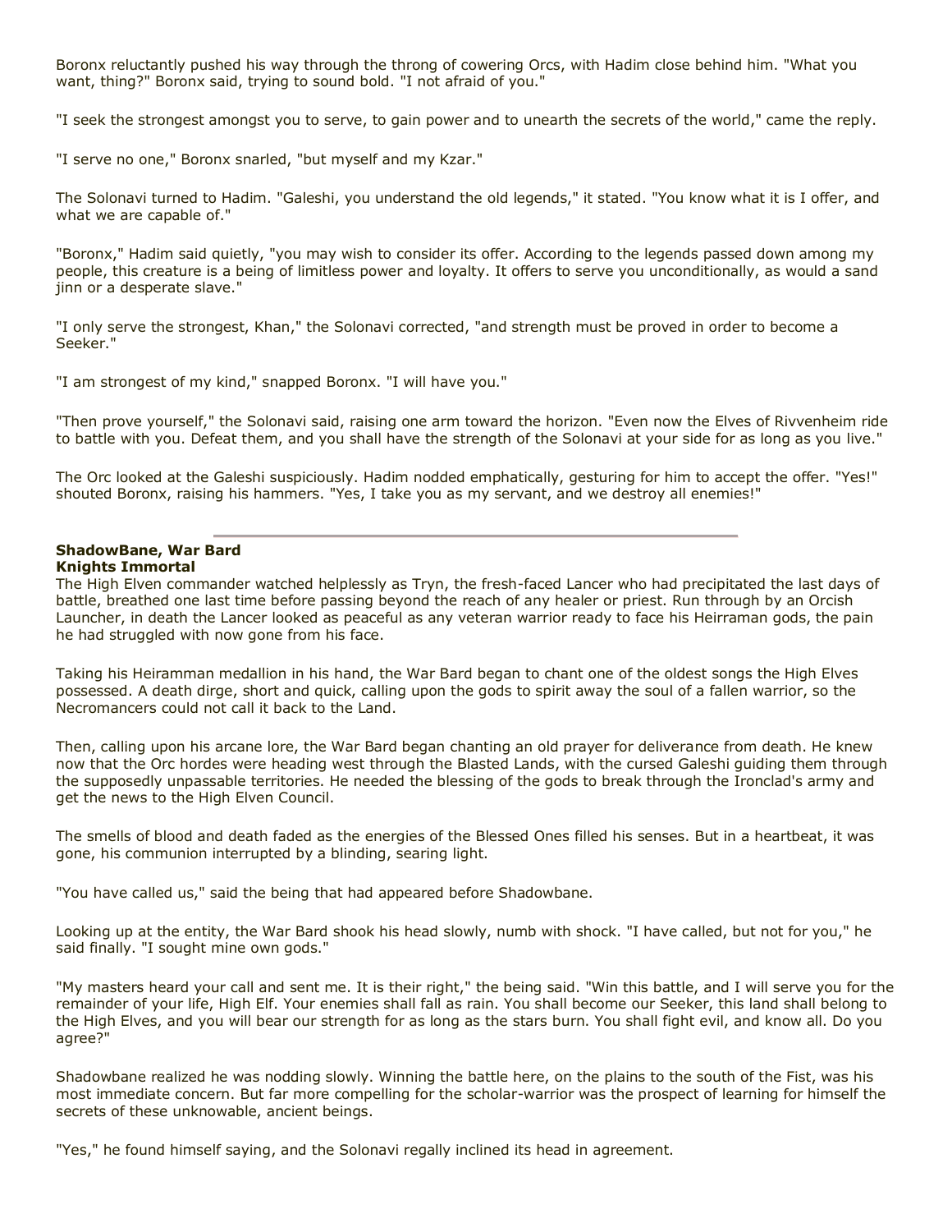Boronx reluctantly pushed his way through the throng of cowering Orcs, with Hadim close behind him. "What you want, thing?" Boronx said, trying to sound bold. "I not afraid of you."

"I seek the strongest amongst you to serve, to gain power and to unearth the secrets of the world," came the reply.

"I serve no one," Boronx snarled, "but myself and my Kzar."

The Solonavi turned to Hadim. "Galeshi, you understand the old legends," it stated. "You know what it is I offer, and what we are capable of."

"Boronx," Hadim said quietly, "you may wish to consider its offer. According to the legends passed down among my people, this creature is a being of limitless power and loyalty. It offers to serve you unconditionally, as would a sand jinn or a desperate slave."

"I only serve the strongest, Khan," the Solonavi corrected, "and strength must be proved in order to become a Seeker."

"I am strongest of my kind," snapped Boronx. "I will have you."

"Then prove yourself," the Solonavi said, raising one arm toward the horizon. "Even now the Elves of Rivvenheim ride to battle with you. Defeat them, and you shall have the strength of the Solonavi at your side for as long as you live."

The Orc looked at the Galeshi suspiciously. Hadim nodded emphatically, gesturing for him to accept the offer. "Yes!" shouted Boronx, raising his hammers. "Yes, I take you as my servant, and we destroy all enemies!"

---

**ShadowBane, War Bard**
**Knights Immortal**

The High Elven commander watched helplessly as Tryn, the fresh-faced Lancer who had precipitated the last days of battle, breathed one last time before passing beyond the reach of any healer or priest. Run through by an Orcish Launcher, in death the Lancer looked as peaceful as any veteran warrior ready to face his Heirraman gods, the pain he had struggled with now gone from his face.

Taking his Heiramman medallion in his hand, the War Bard began to chant one of the oldest songs the High Elves possessed. A death dirge, short and quick, calling upon the gods to spirit away the soul of a fallen warrior, so the Necromancers could not call it back to the Land.

Then, calling upon his arcane lore, the War Bard began chanting an old prayer for deliverance from death. He knew now that the Orc hordes were heading west through the Blasted Lands, with the cursed Galeshi guiding them through the supposedly unpassable territories. He needed the blessing of the gods to break through the Ironclad's army and get the news to the High Elven Council.

The smells of blood and death faded as the energies of the Blessed Ones filled his senses. But in a heartbeat, it was gone, his communion interrupted by a blinding, searing light.

"You have called us," said the being that had appeared before Shadowbane.

Looking up at the entity, the War Bard shook his head slowly, numb with shock. "I have called, but not for you," he said finally. "I sought mine own gods."

"My masters heard your call and sent me. It is their right," the being said. "Win this battle, and I will serve you for the remainder of your life, High Elf. Your enemies shall fall as rain. You shall become our Seeker, this land shall belong to the High Elves, and you will bear our strength for as long as the stars burn. You shall fight evil, and know all. Do you agree?"

Shadowbane realized he was nodding slowly. Winning the battle here, on the plains to the south of the Fist, was his most immediate concern. But far more compelling for the scholar-warrior was the prospect of learning for himself the secrets of these unknowable, ancient beings.

"Yes," he found himself saying, and the Solonavi regally inclined its head in agreement.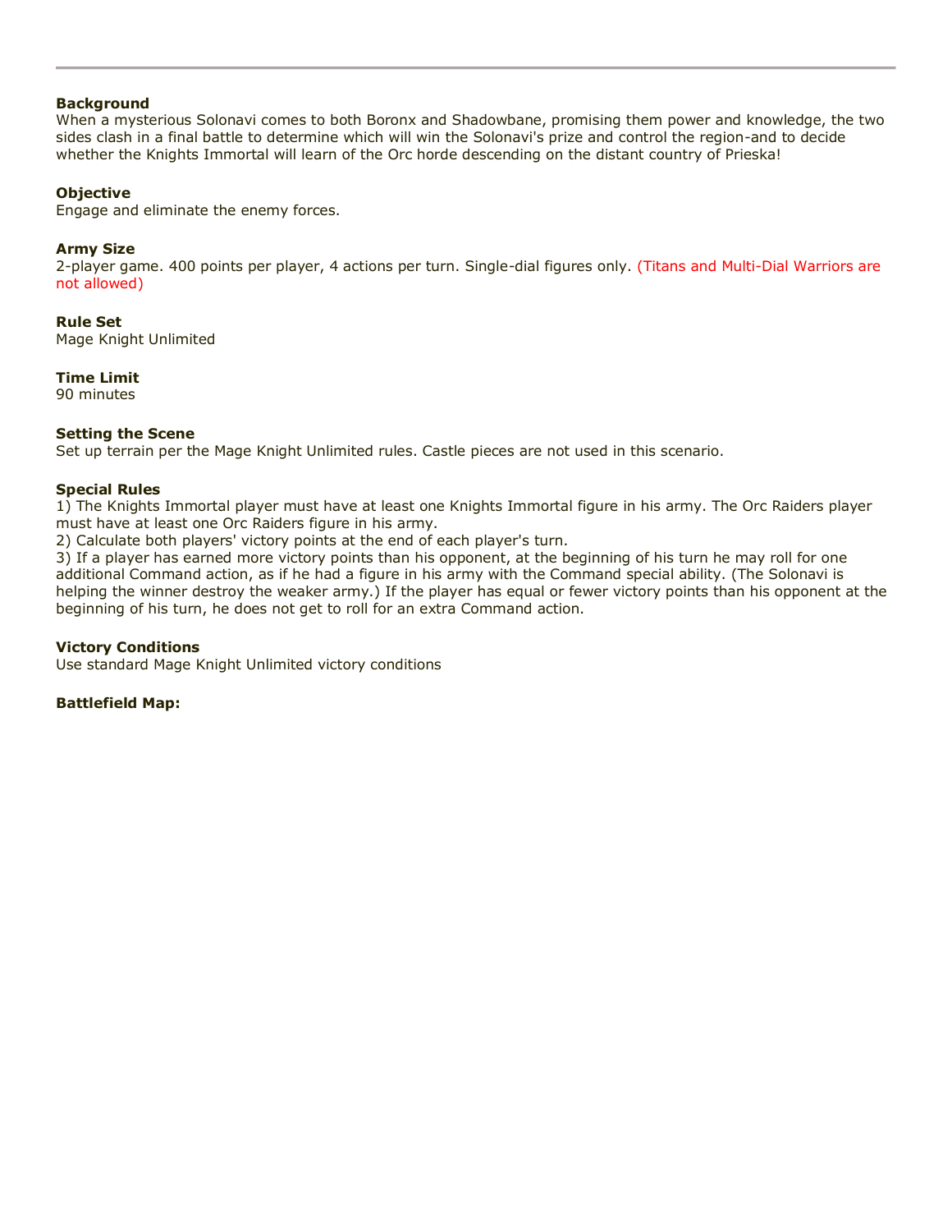**Background**
When a mysterious Solonavi comes to both Boronx and Shadowbane, promising them power and knowledge, the two sides clash in a final battle to determine which will win the Solonavi's prize and control the region-and to decide whether the Knights Immortal will learn of the Orc horde descending on the distant country of Prieska!

**Objective**
Engage and eliminate the enemy forces.

**Army Size**
2-player game. 400 points per player, 4 actions per turn. Single-dial figures only. (Titans and Multi-Dial Warriors are not allowed)

**Rule Set**
Mage Knight Unlimited

**Time Limit**
90 minutes

**Setting the Scene**
Set up terrain per the Mage Knight Unlimited rules. Castle pieces are not used in this scenario.

**Special Rules**
1) The Knights Immortal player must have at least one Knights Immortal figure in his army. The Orc Raiders player must have at least one Orc Raiders figure in his army.
2) Calculate both players' victory points at the end of each player's turn.
3) If a player has earned more victory points than his opponent, at the beginning of his turn he may roll for one additional Command action, as if he had a figure in his army with the Command special ability. (The Solonavi is helping the winner destroy the weaker army.) If the player has equal or fewer victory points than his opponent at the beginning of his turn, he does not get to roll for an extra Command action.

**Victory Conditions**
Use standard Mage Knight Unlimited victory conditions

**Battlefield Map:**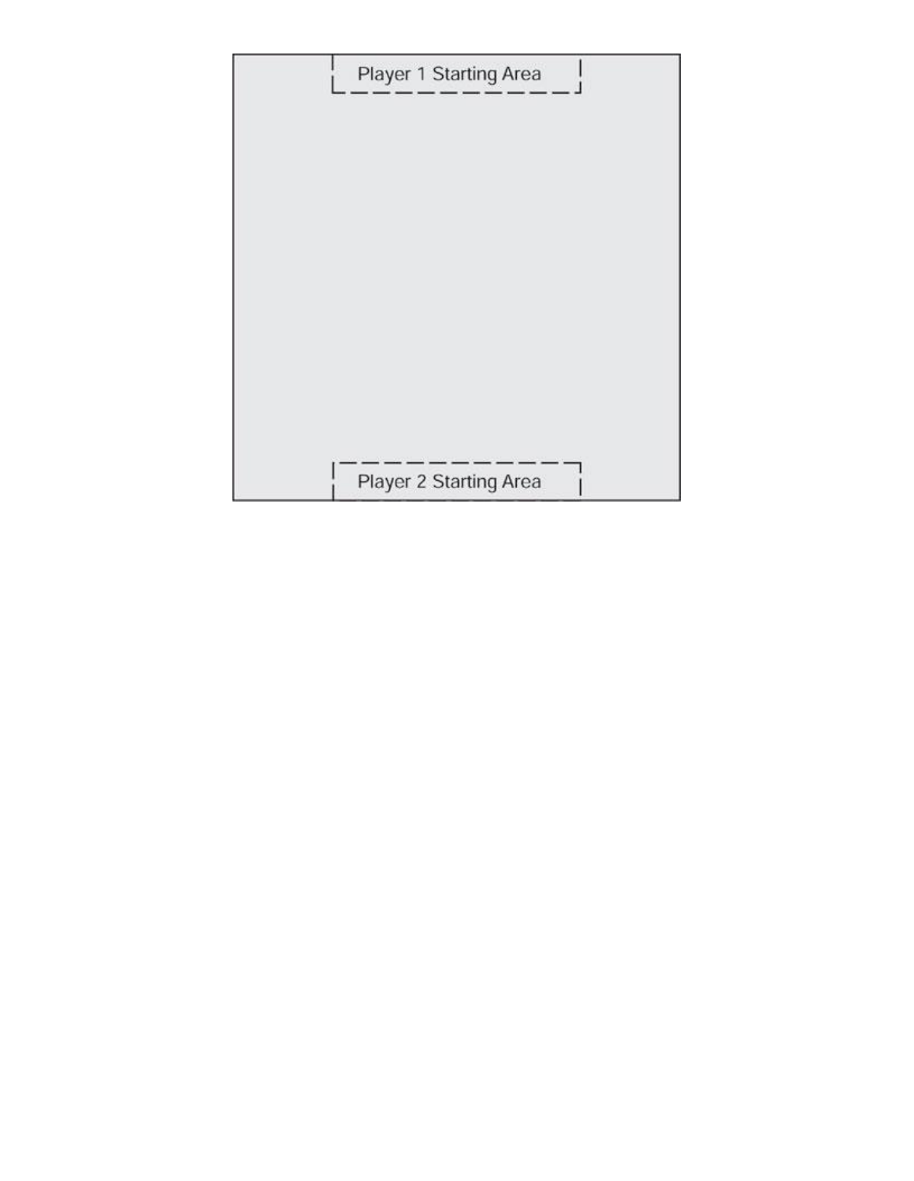Player 1 Starting Area

Player 2 Starting Area